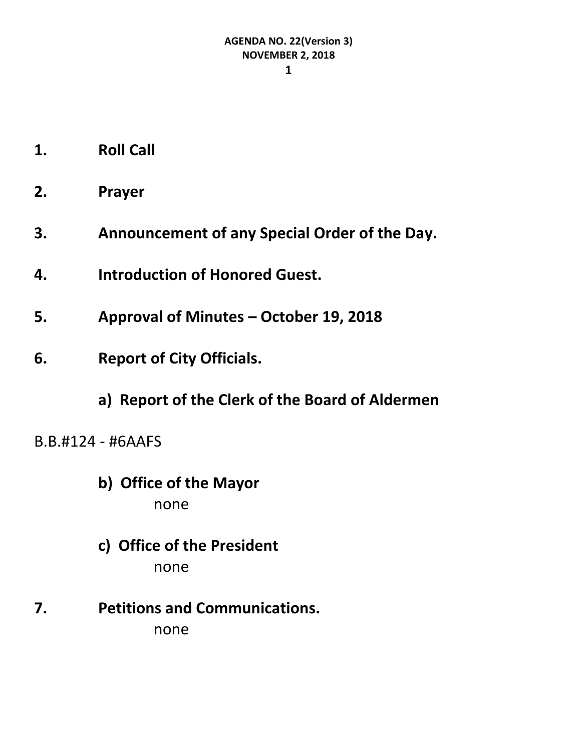**AGENDA NO. 22(Version 3)**
**NOVEMBER 2, 2018**

1. **Roll Call**

2. **Prayer**

3. **Announcement of any Special Order of the Day.**

4. **Introduction of Honored Guest.**

5. **Approval of Minutes – October 19, 2018**

6. **Report of City Officials.**

   **a) Report of the Clerk of the Board of Aldermen**

B.B.#124 - #6AAFS

   **b) Office of the Mayor**

   none

   **c) Office of the President**

   none

7. **Petitions and Communications.**

   none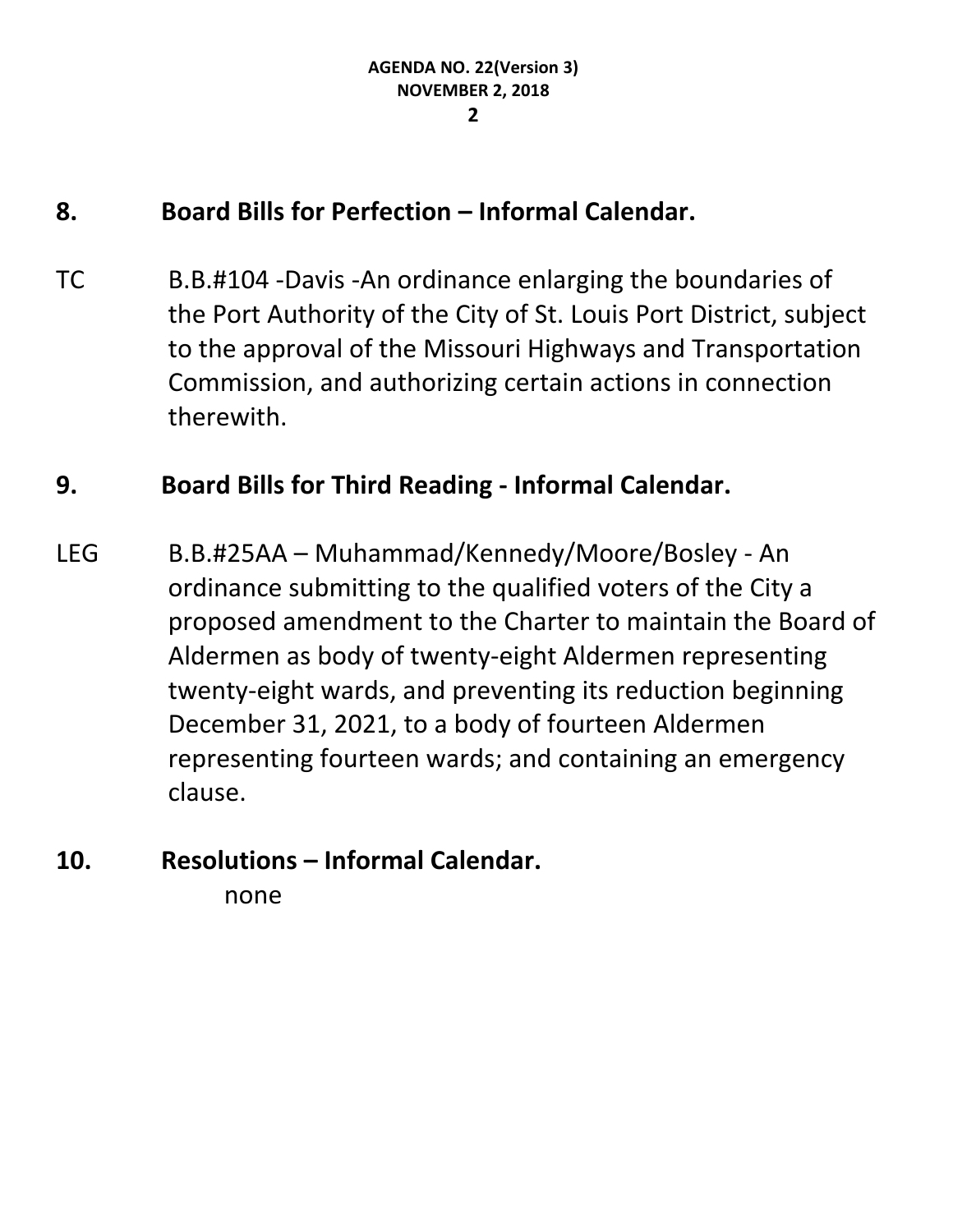## 8. Board Bills for Perfection – Informal Calendar.

TC B.B.#104 -Davis -An ordinance enlarging the boundaries of the Port Authority of the City of St. Louis Port District, subject to the approval of the Missouri Highways and Transportation Commission, and authorizing certain actions in connection therewith.

## 9. Board Bills for Third Reading - Informal Calendar.

LEG B.B.#25AA – Muhammad/Kennedy/Moore/Bosley - An ordinance submitting to the qualified voters of the City a proposed amendment to the Charter to maintain the Board of Aldermen as body of twenty-eight Aldermen representing twenty-eight wards, and preventing its reduction beginning December 31, 2021, to a body of fourteen Aldermen representing fourteen wards; and containing an emergency clause.

## 10. Resolutions – Informal Calendar.

none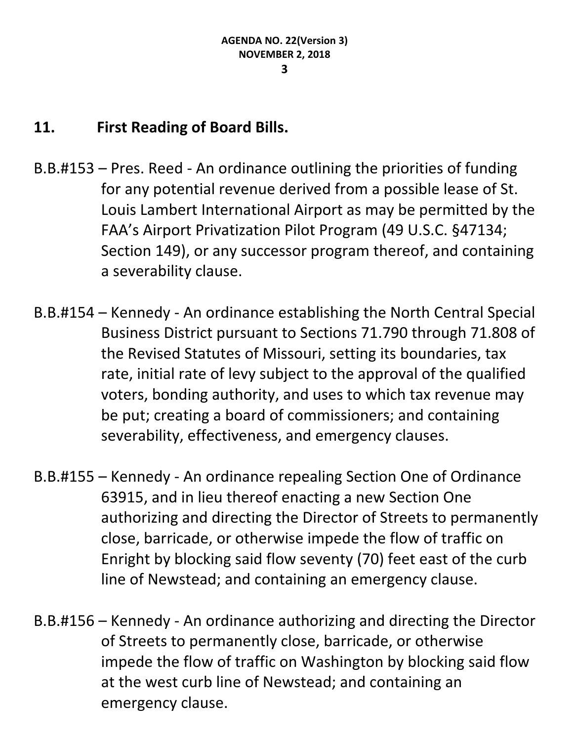## 11. First Reading of Board Bills.

B.B.#153 – Pres. Reed - An ordinance outlining the priorities of funding for any potential revenue derived from a possible lease of St. Louis Lambert International Airport as may be permitted by the FAA's Airport Privatization Pilot Program (49 U.S.C. §47134; Section 149), or any successor program thereof, and containing a severability clause.

B.B.#154 – Kennedy - An ordinance establishing the North Central Special Business District pursuant to Sections 71.790 through 71.808 of the Revised Statutes of Missouri, setting its boundaries, tax rate, initial rate of levy subject to the approval of the qualified voters, bonding authority, and uses to which tax revenue may be put; creating a board of commissioners; and containing severability, effectiveness, and emergency clauses.

B.B.#155 – Kennedy - An ordinance repealing Section One of Ordinance 63915, and in lieu thereof enacting a new Section One authorizing and directing the Director of Streets to permanently close, barricade, or otherwise impede the flow of traffic on Enright by blocking said flow seventy (70) feet east of the curb line of Newstead; and containing an emergency clause.

B.B.#156 – Kennedy - An ordinance authorizing and directing the Director of Streets to permanently close, barricade, or otherwise impede the flow of traffic on Washington by blocking said flow at the west curb line of Newstead; and containing an emergency clause.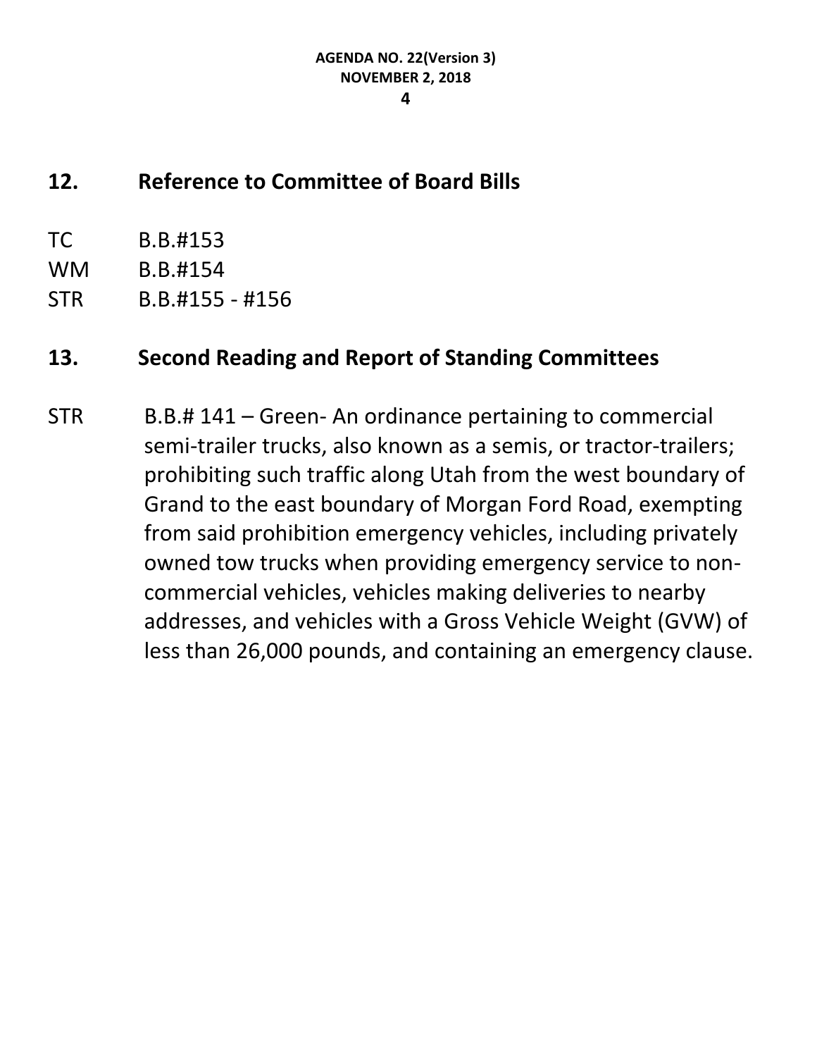## 12. Reference to Committee of Board Bills

TC B.B.#153

WM B.B.#154

STR B.B.#155 - #156

## 13. Second Reading and Report of Standing Committees

STR B.B.# 141 – Green- An ordinance pertaining to commercial semi-trailer trucks, also known as a semis, or tractor-trailers; prohibiting such traffic along Utah from the west boundary of Grand to the east boundary of Morgan Ford Road, exempting from said prohibition emergency vehicles, including privately owned tow trucks when providing emergency service to non-commercial vehicles, vehicles making deliveries to nearby addresses, and vehicles with a Gross Vehicle Weight (GVW) of less than 26,000 pounds, and containing an emergency clause.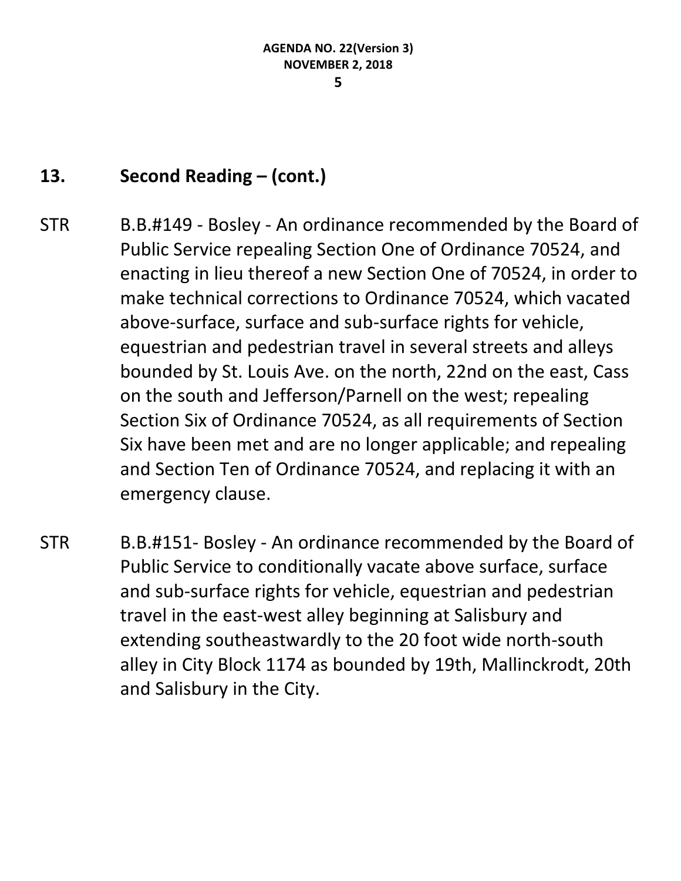## 13. Second Reading – (cont.)

STR B.B.#149 - Bosley - An ordinance recommended by the Board of Public Service repealing Section One of Ordinance 70524, and enacting in lieu thereof a new Section One of 70524, in order to make technical corrections to Ordinance 70524, which vacated above-surface, surface and sub-surface rights for vehicle, equestrian and pedestrian travel in several streets and alleys bounded by St. Louis Ave. on the north, 22nd on the east, Cass on the south and Jefferson/Parnell on the west; repealing Section Six of Ordinance 70524, as all requirements of Section Six have been met and are no longer applicable; and repealing and Section Ten of Ordinance 70524, and replacing it with an emergency clause.

STR B.B.#151- Bosley - An ordinance recommended by the Board of Public Service to conditionally vacate above surface, surface and sub-surface rights for vehicle, equestrian and pedestrian travel in the east-west alley beginning at Salisbury and extending southeastwardly to the 20 foot wide north-south alley in City Block 1174 as bounded by 19th, Mallinckrodt, 20th and Salisbury in the City.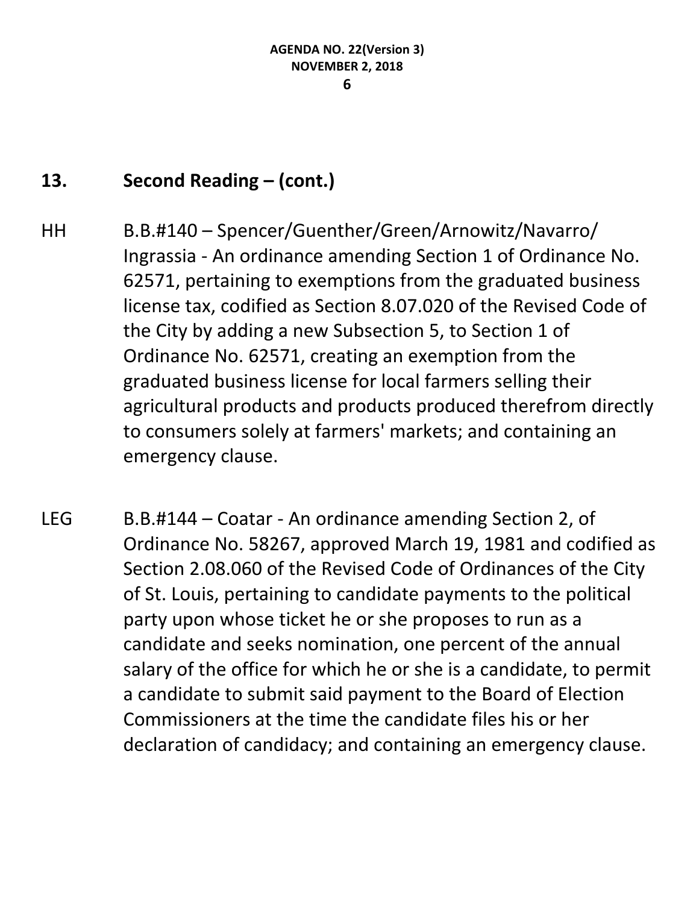## 13. Second Reading – (cont.)

HH B.B.#140 – Spencer/Guenther/Green/Arnowitz/Navarro/Ingrassia - An ordinance amending Section 1 of Ordinance No. 62571, pertaining to exemptions from the graduated business license tax, codified as Section 8.07.020 of the Revised Code of the City by adding a new Subsection 5, to Section 1 of Ordinance No. 62571, creating an exemption from the graduated business license for local farmers selling their agricultural products and products produced therefrom directly to consumers solely at farmers' markets; and containing an emergency clause.

LEG B.B.#144 – Coatar - An ordinance amending Section 2, of Ordinance No. 58267, approved March 19, 1981 and codified as Section 2.08.060 of the Revised Code of Ordinances of the City of St. Louis, pertaining to candidate payments to the political party upon whose ticket he or she proposes to run as a candidate and seeks nomination, one percent of the annual salary of the office for which he or she is a candidate, to permit a candidate to submit said payment to the Board of Election Commissioners at the time the candidate files his or her declaration of candidacy; and containing an emergency clause.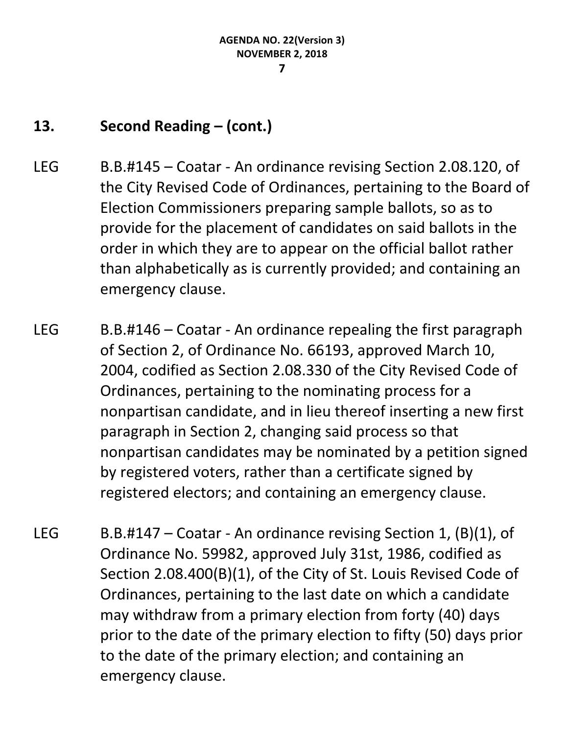## 13. Second Reading – (cont.)

LEG B.B.#145 – Coatar - An ordinance revising Section 2.08.120, of the City Revised Code of Ordinances, pertaining to the Board of Election Commissioners preparing sample ballots, so as to provide for the placement of candidates on said ballots in the order in which they are to appear on the official ballot rather than alphabetically as is currently provided; and containing an emergency clause.

LEG B.B.#146 – Coatar - An ordinance repealing the first paragraph of Section 2, of Ordinance No. 66193, approved March 10, 2004, codified as Section 2.08.330 of the City Revised Code of Ordinances, pertaining to the nominating process for a nonpartisan candidate, and in lieu thereof inserting a new first paragraph in Section 2, changing said process so that nonpartisan candidates may be nominated by a petition signed by registered voters, rather than a certificate signed by registered electors; and containing an emergency clause.

LEG B.B.#147 – Coatar - An ordinance revising Section 1, (B)(1), of Ordinance No. 59982, approved July 31st, 1986, codified as Section 2.08.400(B)(1), of the City of St. Louis Revised Code of Ordinances, pertaining to the last date on which a candidate may withdraw from a primary election from forty (40) days prior to the date of the primary election to fifty (50) days prior to the date of the primary election; and containing an emergency clause.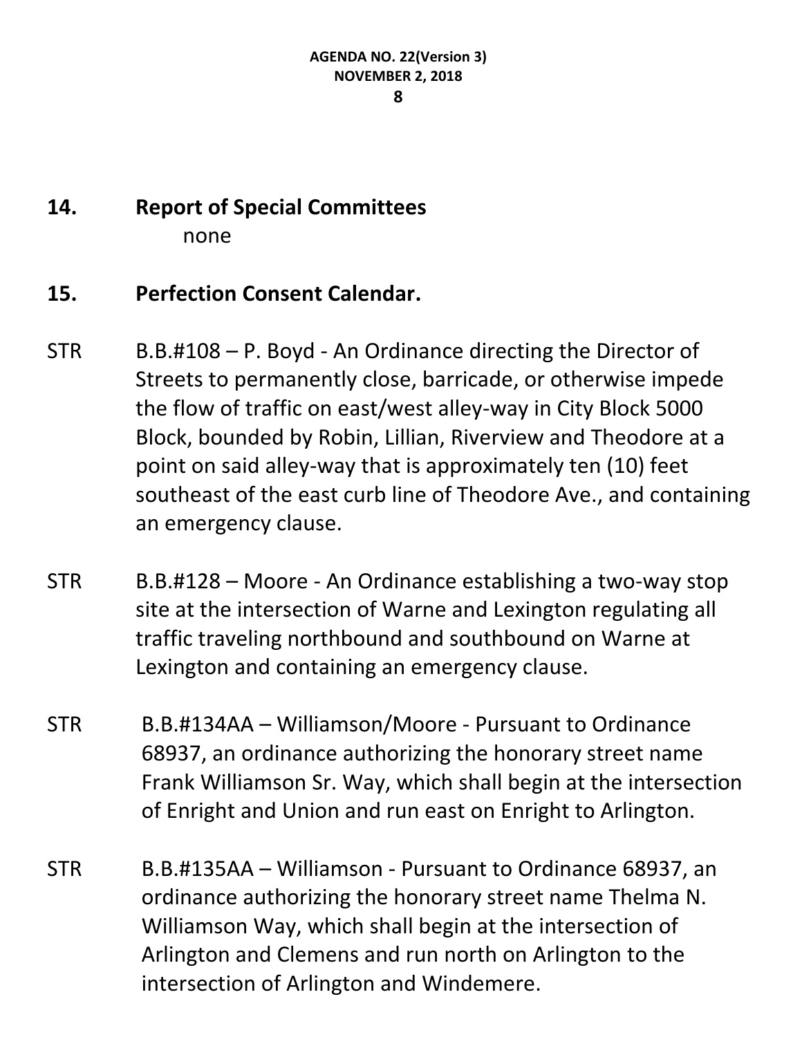## 14. Report of Special Committees

none

## 15. Perfection Consent Calendar.

STR B.B.#108 – P. Boyd - An Ordinance directing the Director of Streets to permanently close, barricade, or otherwise impede the flow of traffic on east/west alley-way in City Block 5000 Block, bounded by Robin, Lillian, Riverview and Theodore at a point on said alley-way that is approximately ten (10) feet southeast of the east curb line of Theodore Ave., and containing an emergency clause.

STR B.B.#128 – Moore - An Ordinance establishing a two-way stop site at the intersection of Warne and Lexington regulating all traffic traveling northbound and southbound on Warne at Lexington and containing an emergency clause.

STR B.B.#134AA – Williamson/Moore - Pursuant to Ordinance 68937, an ordinance authorizing the honorary street name Frank Williamson Sr. Way, which shall begin at the intersection of Enright and Union and run east on Enright to Arlington.

STR B.B.#135AA – Williamson - Pursuant to Ordinance 68937, an ordinance authorizing the honorary street name Thelma N. Williamson Way, which shall begin at the intersection of Arlington and Clemens and run north on Arlington to the intersection of Arlington and Windemere.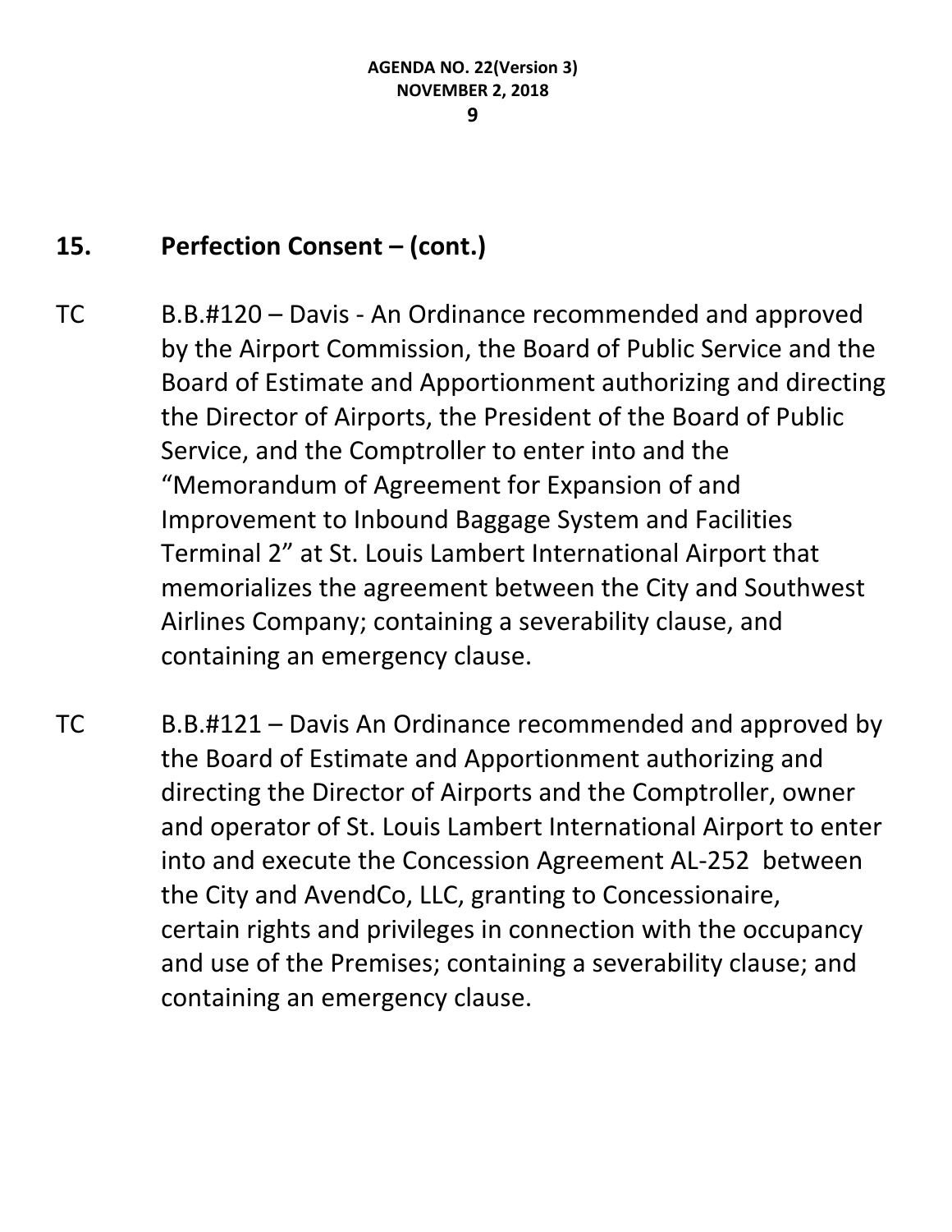## 15. Perfection Consent – (cont.)

TC B.B.#120 – Davis - An Ordinance recommended and approved by the Airport Commission, the Board of Public Service and the Board of Estimate and Apportionment authorizing and directing the Director of Airports, the President of the Board of Public Service, and the Comptroller to enter into and the "Memorandum of Agreement for Expansion of and Improvement to Inbound Baggage System and Facilities Terminal 2" at St. Louis Lambert International Airport that memorializes the agreement between the City and Southwest Airlines Company; containing a severability clause, and containing an emergency clause.

TC B.B.#121 – Davis An Ordinance recommended and approved by the Board of Estimate and Apportionment authorizing and directing the Director of Airports and the Comptroller, owner and operator of St. Louis Lambert International Airport to enter into and execute the Concession Agreement AL-252 between the City and AvendCo, LLC, granting to Concessionaire, certain rights and privileges in connection with the occupancy and use of the Premises; containing a severability clause; and containing an emergency clause.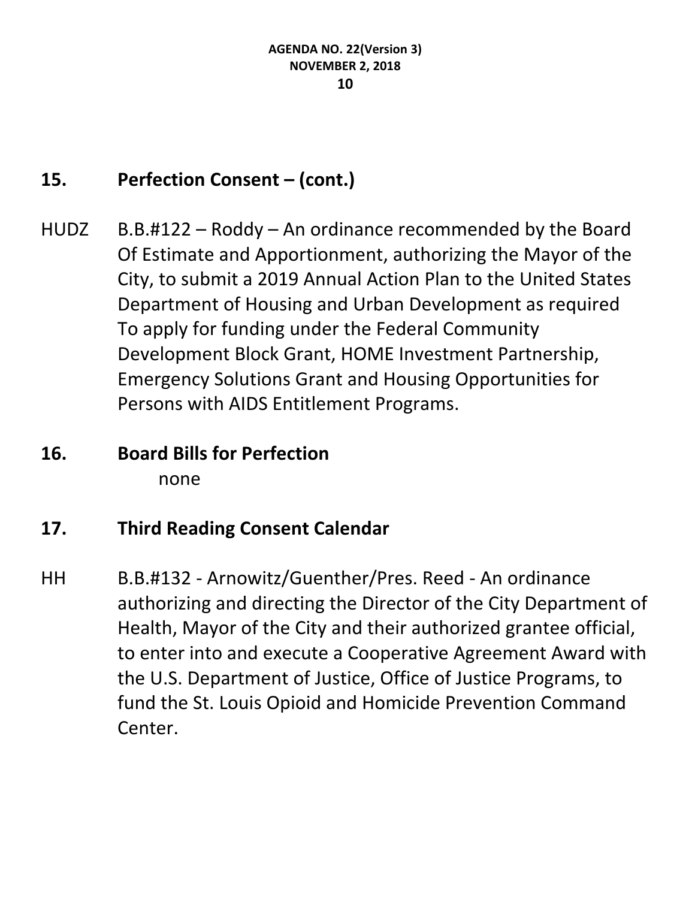## 15. Perfection Consent – (cont.)

HUDZ B.B.#122 – Roddy – An ordinance recommended by the Board Of Estimate and Apportionment, authorizing the Mayor of the City, to submit a 2019 Annual Action Plan to the United States Department of Housing and Urban Development as required To apply for funding under the Federal Community Development Block Grant, HOME Investment Partnership, Emergency Solutions Grant and Housing Opportunities for Persons with AIDS Entitlement Programs.

## 16. Board Bills for Perfection

none

## 17. Third Reading Consent Calendar

HH B.B.#132 - Arnowitz/Guenther/Pres. Reed - An ordinance authorizing and directing the Director of the City Department of Health, Mayor of the City and their authorized grantee official, to enter into and execute a Cooperative Agreement Award with the U.S. Department of Justice, Office of Justice Programs, to fund the St. Louis Opioid and Homicide Prevention Command Center.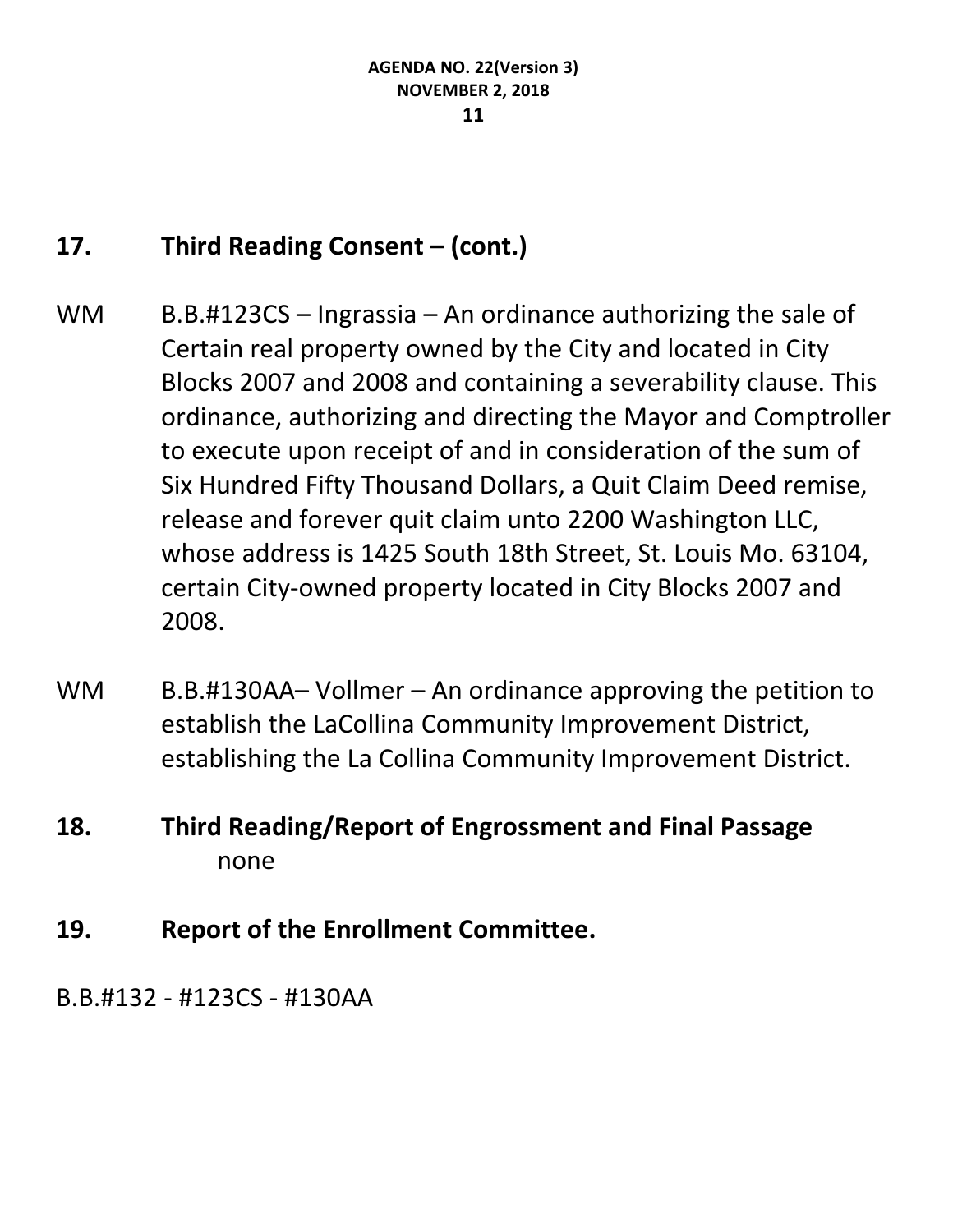## 17. Third Reading Consent – (cont.)

WM B.B.#123CS – Ingrassia – An ordinance authorizing the sale of Certain real property owned by the City and located in City Blocks 2007 and 2008 and containing a severability clause. This ordinance, authorizing and directing the Mayor and Comptroller to execute upon receipt of and in consideration of the sum of Six Hundred Fifty Thousand Dollars, a Quit Claim Deed remise, release and forever quit claim unto 2200 Washington LLC, whose address is 1425 South 18th Street, St. Louis Mo. 63104, certain City-owned property located in City Blocks 2007 and 2008.

WM B.B.#130AA– Vollmer – An ordinance approving the petition to establish the LaCollina Community Improvement District, establishing the La Collina Community Improvement District.

## 18. Third Reading/Report of Engrossment and Final Passage

none

## 19. Report of the Enrollment Committee.

B.B.#132 - #123CS - #130AA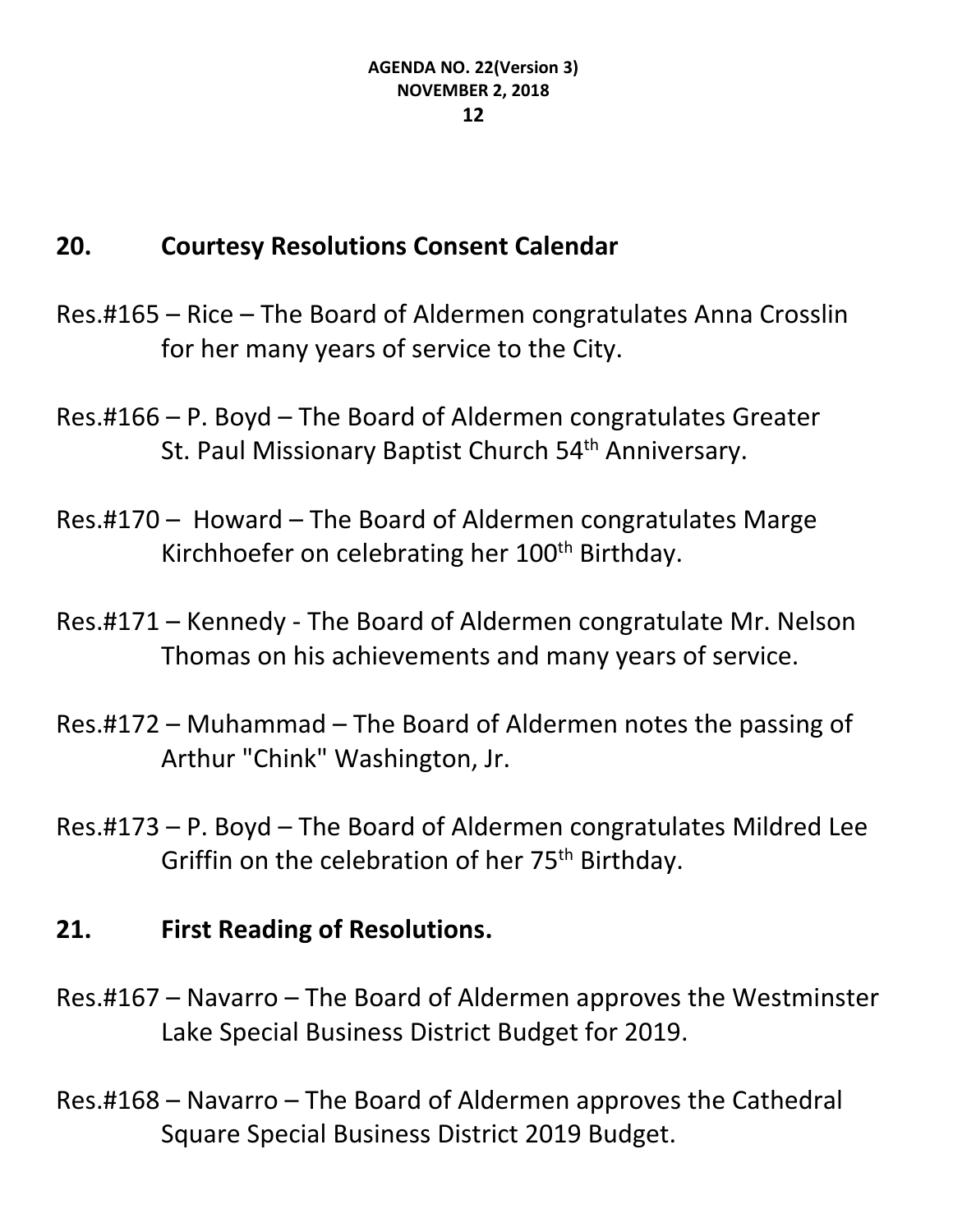## 20. Courtesy Resolutions Consent Calendar

Res.#165 – Rice – The Board of Aldermen congratulates Anna Crosslin for her many years of service to the City.

Res.#166 – P. Boyd – The Board of Aldermen congratulates Greater St. Paul Missionary Baptist Church 54th Anniversary.

Res.#170 – Howard – The Board of Aldermen congratulates Marge Kirchhoefer on celebrating her 100th Birthday.

Res.#171 – Kennedy - The Board of Aldermen congratulate Mr. Nelson Thomas on his achievements and many years of service.

Res.#172 – Muhammad – The Board of Aldermen notes the passing of Arthur "Chink" Washington, Jr.

Res.#173 – P. Boyd – The Board of Aldermen congratulates Mildred Lee Griffin on the celebration of her 75th Birthday.

## 21. First Reading of Resolutions.

Res.#167 – Navarro – The Board of Aldermen approves the Westminster Lake Special Business District Budget for 2019.

Res.#168 – Navarro – The Board of Aldermen approves the Cathedral Square Special Business District 2019 Budget.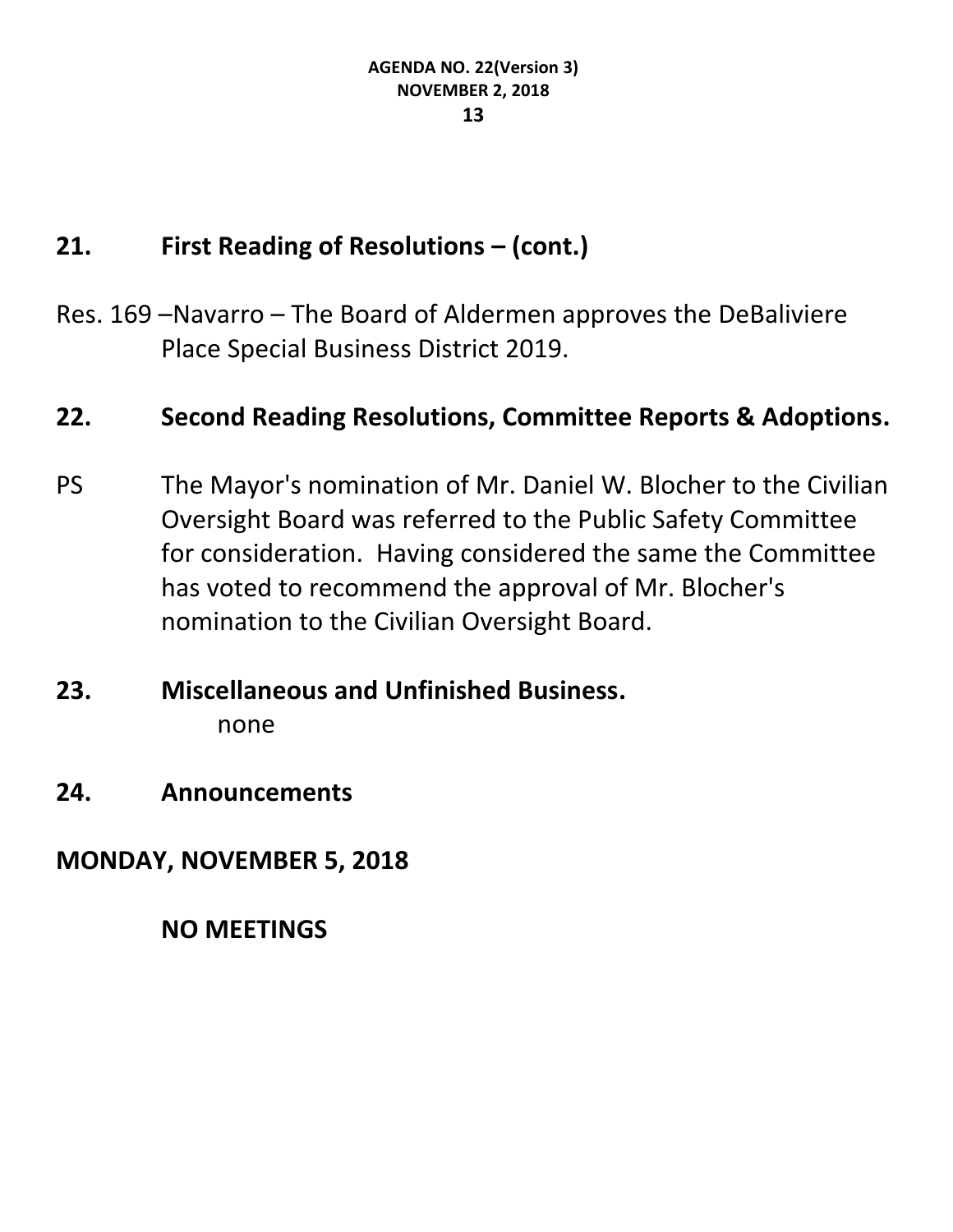## 21. First Reading of Resolutions – (cont.)

Res. 169 –Navarro – The Board of Aldermen approves the DeBaliviere Place Special Business District 2019.

## 22. Second Reading Resolutions, Committee Reports & Adoptions.

PS The Mayor's nomination of Mr. Daniel W. Blocher to the Civilian Oversight Board was referred to the Public Safety Committee for consideration. Having considered the same the Committee has voted to recommend the approval of Mr. Blocher's nomination to the Civilian Oversight Board.

## 23. Miscellaneous and Unfinished Business.

none

## 24. Announcements

**MONDAY, NOVEMBER 5, 2018**

**NO MEETINGS**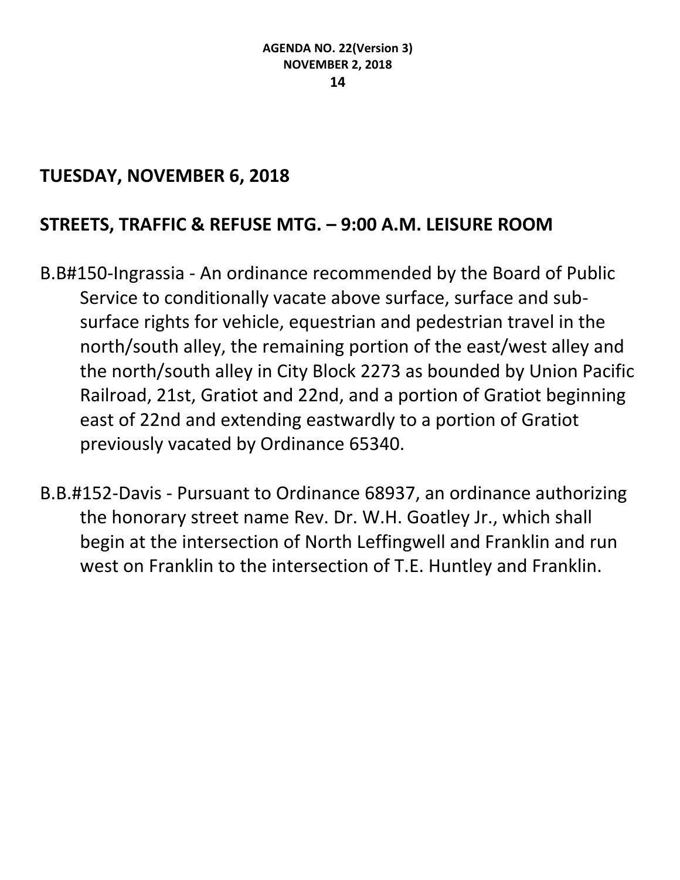## TUESDAY, NOVEMBER 6, 2018

## STREETS, TRAFFIC & REFUSE MTG. – 9:00 A.M. LEISURE ROOM

B.B#150-Ingrassia - An ordinance recommended by the Board of Public Service to conditionally vacate above surface, surface and sub-surface rights for vehicle, equestrian and pedestrian travel in the north/south alley, the remaining portion of the east/west alley and the north/south alley in City Block 2273 as bounded by Union Pacific Railroad, 21st, Gratiot and 22nd, and a portion of Gratiot beginning east of 22nd and extending eastwardly to a portion of Gratiot previously vacated by Ordinance 65340.

B.B.#152-Davis - Pursuant to Ordinance 68937, an ordinance authorizing the honorary street name Rev. Dr. W.H. Goatley Jr., which shall begin at the intersection of North Leffingwell and Franklin and run west on Franklin to the intersection of T.E. Huntley and Franklin.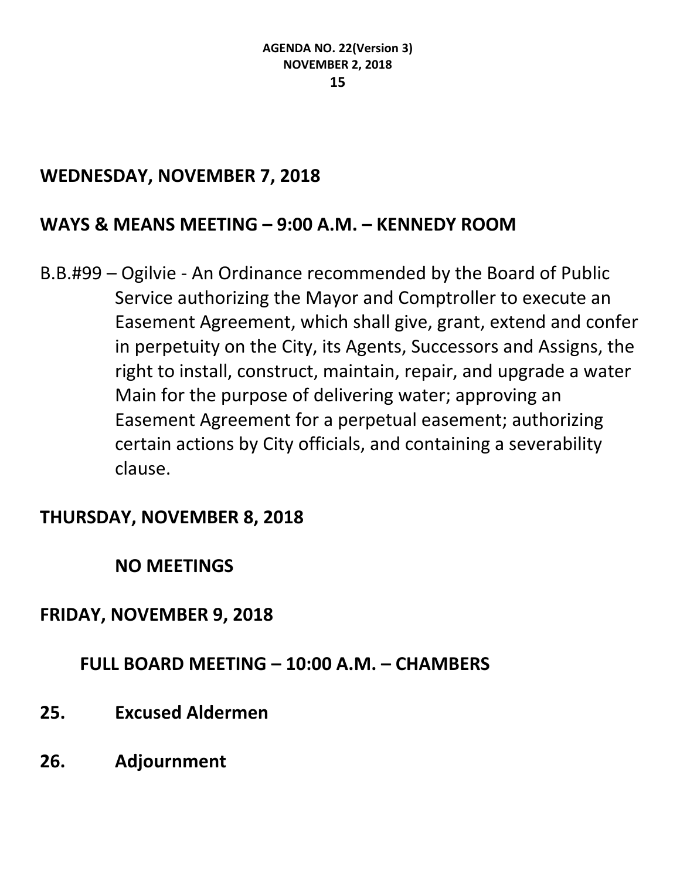**WEDNESDAY, NOVEMBER 7, 2018**

**WAYS & MEANS MEETING – 9:00 A.M. – KENNEDY ROOM**

B.B.#99 – Ogilvie - An Ordinance recommended by the Board of Public Service authorizing the Mayor and Comptroller to execute an Easement Agreement, which shall give, grant, extend and confer in perpetuity on the City, its Agents, Successors and Assigns, the right to install, construct, maintain, repair, and upgrade a water Main for the purpose of delivering water; approving an Easement Agreement for a perpetual easement; authorizing certain actions by City officials, and containing a severability clause.

**THURSDAY, NOVEMBER 8, 2018**

**NO MEETINGS**

**FRIDAY, NOVEMBER 9, 2018**

**FULL BOARD MEETING – 10:00 A.M. – CHAMBERS**

**25. Excused Aldermen**

**26. Adjournment**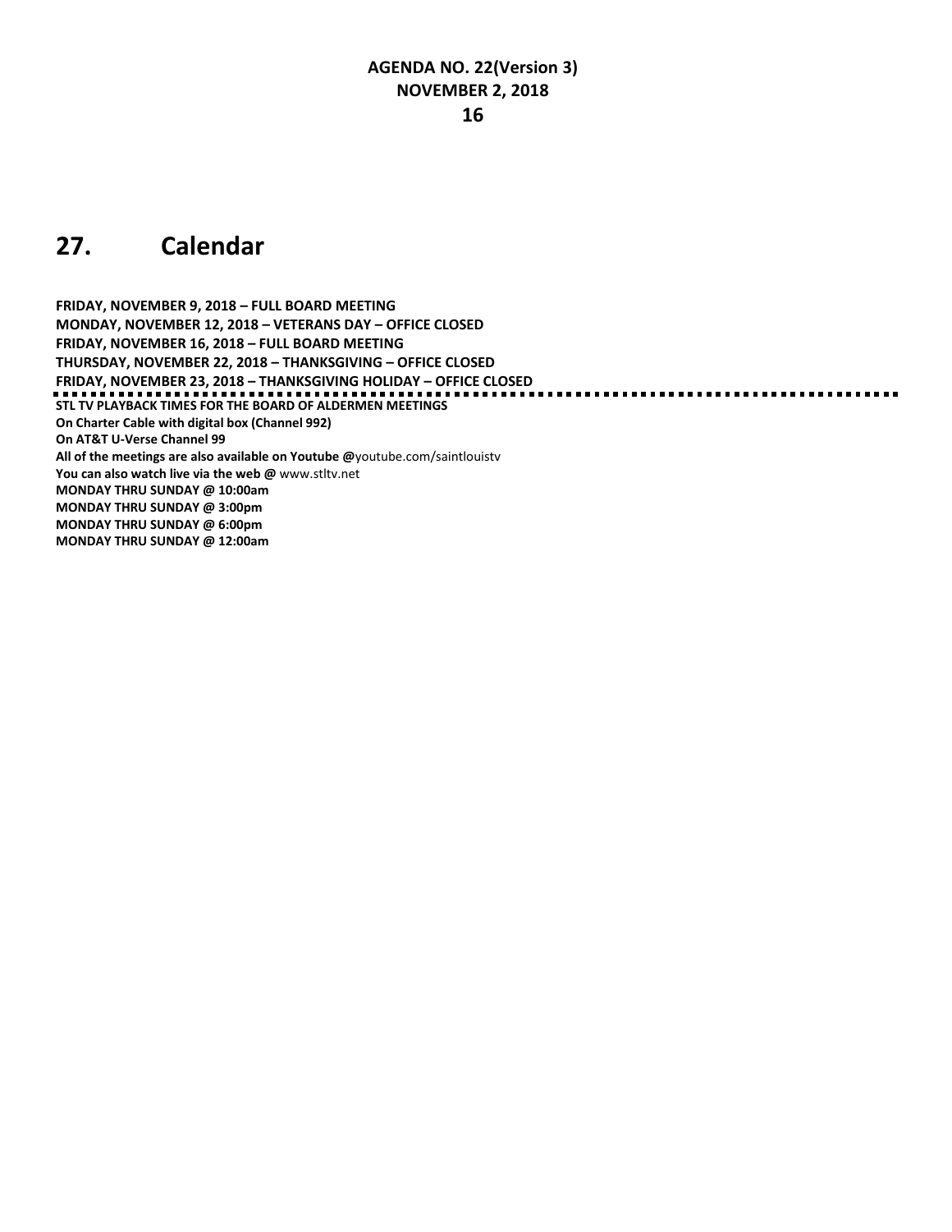# 27. Calendar

**FRIDAY, NOVEMBER 9, 2018 – FULL BOARD MEETING**
**MONDAY, NOVEMBER 12, 2018 – VETERANS DAY – OFFICE CLOSED**
**FRIDAY, NOVEMBER 16, 2018 – FULL BOARD MEETING**
**THURSDAY, NOVEMBER 22, 2018 – THANKSGIVING – OFFICE CLOSED**
**FRIDAY, NOVEMBER 23, 2018 – THANKSGIVING HOLIDAY – OFFICE CLOSED**

---

**STL TV PLAYBACK TIMES FOR THE BOARD OF ALDERMEN MEETINGS**
**On Charter Cable with digital box (Channel 992)**
**On AT&T U-Verse Channel 99**
**All of the meetings are also available on Youtube @**youtube.com/saintlouistv
**You can also watch live via the web @** www.stltv.net
**MONDAY THRU SUNDAY @ 10:00am**
**MONDAY THRU SUNDAY @ 3:00pm**
**MONDAY THRU SUNDAY @ 6:00pm**
**MONDAY THRU SUNDAY @ 12:00am**